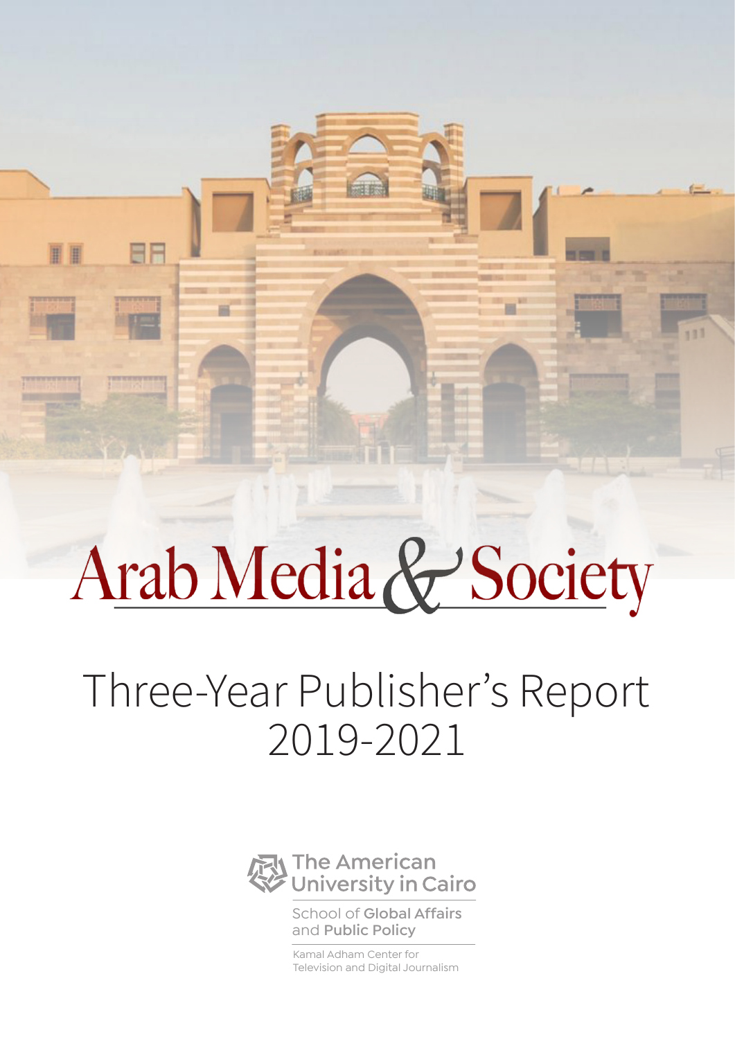# Arab Media & Society

## Three-Year Publisher's Report 2019-2021

The American University in Cairo

School of Global Affairs and Public Policy

Kamal Adham Center for Television and Digital Journalism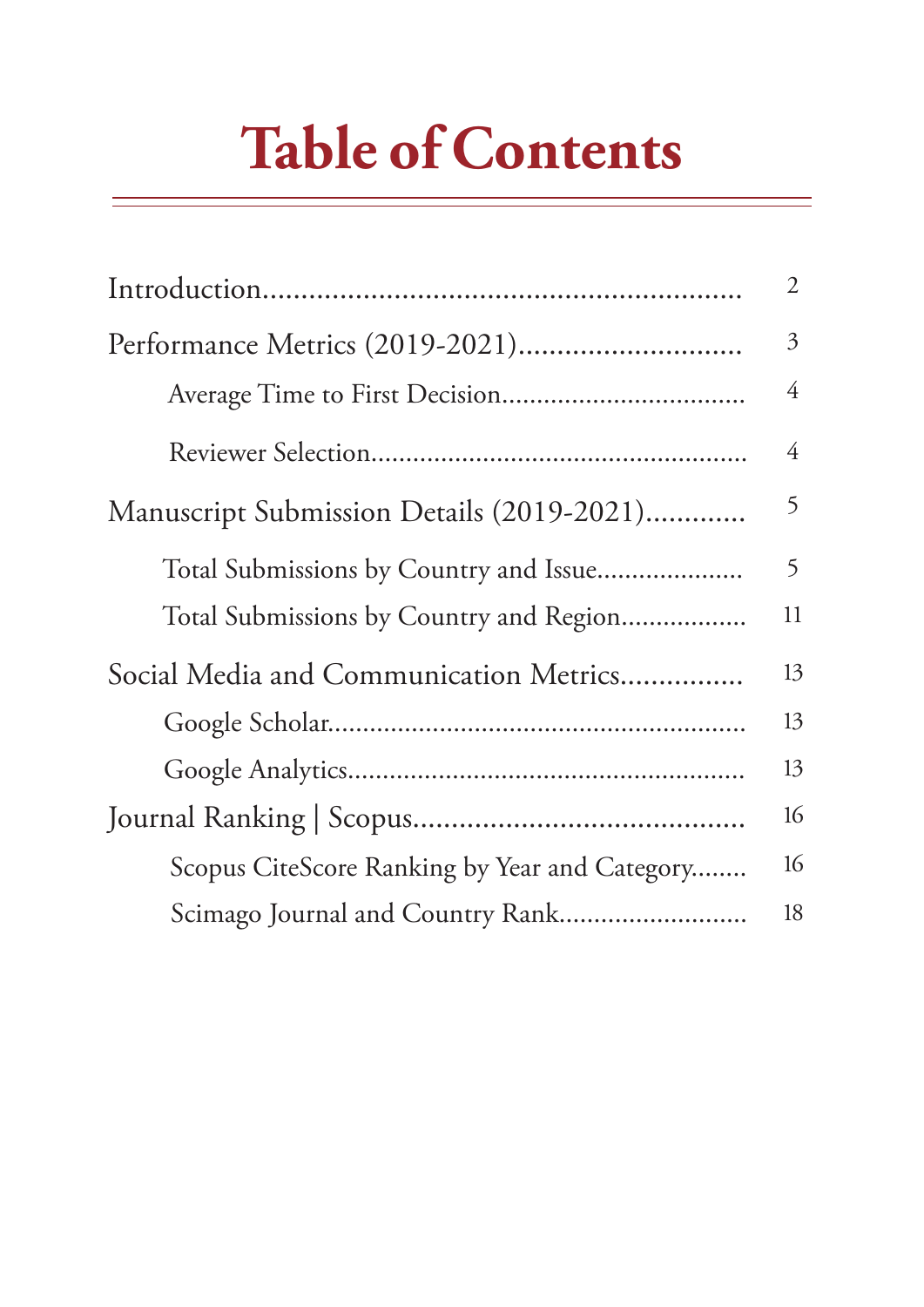# Table of Contents

- Introduction ........ 2
- Performance Metrics (2019-2021) ........ 3
  - Average Time to First Decision ........ 4
  - Reviewer Selection ........ 4
- Manuscript Submission Details (2019-2021) ........ 5
  - Total Submissions by Country and Issue ........ 5
  - Total Submissions by Country and Region ........ 11
- Social Media and Communication Metrics ........ 13
  - Google Scholar ........ 13
  - Google Analytics ........ 13
- Journal Ranking | Scopus ........ 16
  - Scopus CiteScore Ranking by Year and Category ........ 16
  - Scimago Journal and Country Rank ........ 18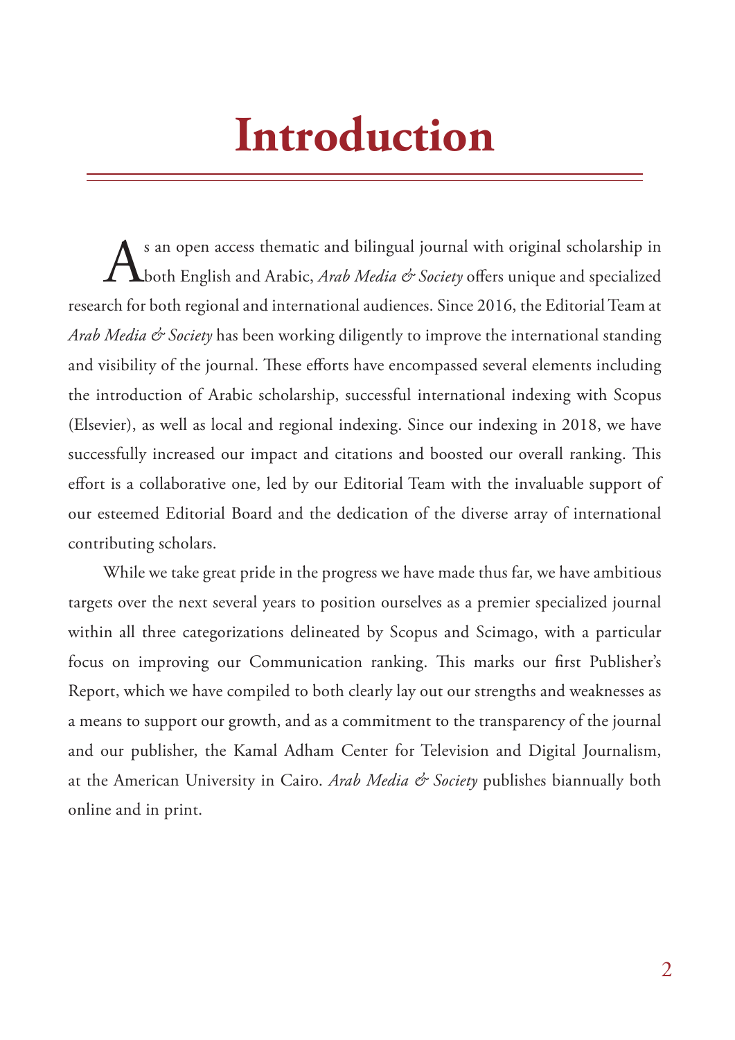# Introduction

As an open access thematic and bilingual journal with original scholarship in both English and Arabic, *Arab Media & Society* offers unique and specialized research for both regional and international audiences. Since 2016, the Editorial Team at *Arab Media & Society* has been working diligently to improve the international standing and visibility of the journal. These efforts have encompassed several elements including the introduction of Arabic scholarship, successful international indexing with Scopus (Elsevier), as well as local and regional indexing. Since our indexing in 2018, we have successfully increased our impact and citations and boosted our overall ranking. This effort is a collaborative one, led by our Editorial Team with the invaluable support of our esteemed Editorial Board and the dedication of the diverse array of international contributing scholars.

While we take great pride in the progress we have made thus far, we have ambitious targets over the next several years to position ourselves as a premier specialized journal within all three categorizations delineated by Scopus and Scimago, with a particular focus on improving our Communication ranking. This marks our first Publisher's Report, which we have compiled to both clearly lay out our strengths and weaknesses as a means to support our growth, and as a commitment to the transparency of the journal and our publisher, the Kamal Adham Center for Television and Digital Journalism, at the American University in Cairo. *Arab Media & Society* publishes biannually both online and in print.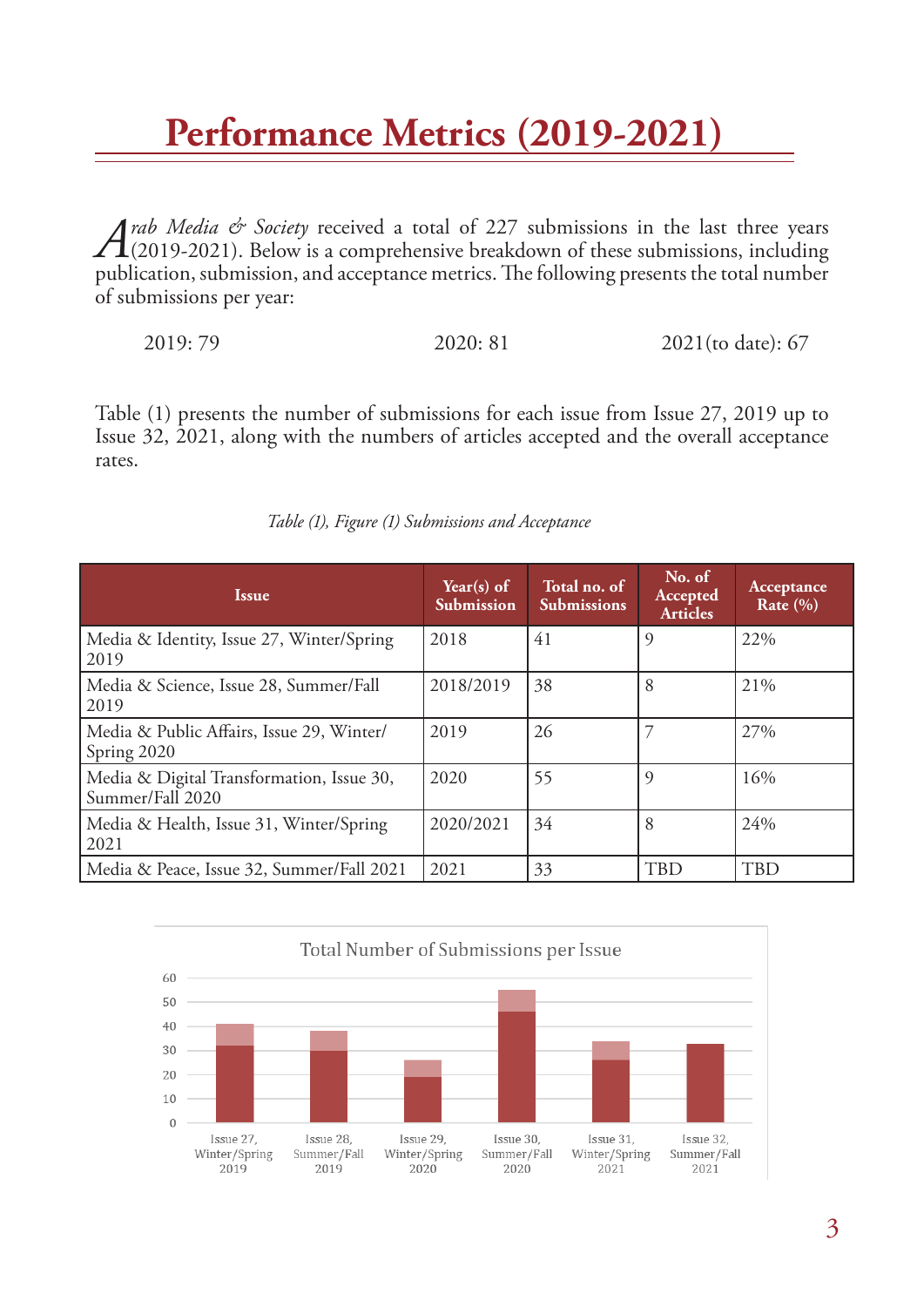# Performance Metrics (2019-2021)

*Arab Media & Society* received a total of 227 submissions in the last three years (2019-2021). Below is a comprehensive breakdown of these submissions, including publication, submission, and acceptance metrics. The following presents the total number of submissions per year:

2019: 79 2020: 81 2021(to date): 67

Table (1) presents the number of submissions for each issue from Issue 27, 2019 up to Issue 32, 2021, along with the numbers of articles accepted and the overall acceptance rates.

*Table (1), Figure (1) Submissions and Acceptance*

| Issue | Year(s) of Submission | Total no. of Submissions | No. of Accepted Articles | Acceptance Rate (%) |
|---|---|---|---|---|
| Media & Identity, Issue 27, Winter/Spring 2019 | 2018 | 41 | 9 | 22% |
| Media & Science, Issue 28, Summer/Fall 2019 | 2018/2019 | 38 | 8 | 21% |
| Media & Public Affairs, Issue 29, Winter/Spring 2020 | 2019 | 26 | 7 | 27% |
| Media & Digital Transformation, Issue 30, Summer/Fall 2020 | 2020 | 55 | 9 | 16% |
| Media & Health, Issue 31, Winter/Spring 2021 | 2020/2021 | 34 | 8 | 24% |
| Media & Peace, Issue 32, Summer/Fall 2021 | 2021 | 33 | TBD | TBD |

Total Number of Submissions per Issue

| Issue | Submissions |
|---|---|
| Issue 27, Winter/Spring 2019 | 41 |
| Issue 28, Summer/Fall 2019 | 38 |
| Issue 29, Winter/Spring 2020 | 26 |
| Issue 30, Summer/Fall 2020 | 55 |
| Issue 31, Winter/Spring 2021 | 34 |
| Issue 32, Summer/Fall 2021 | 33 |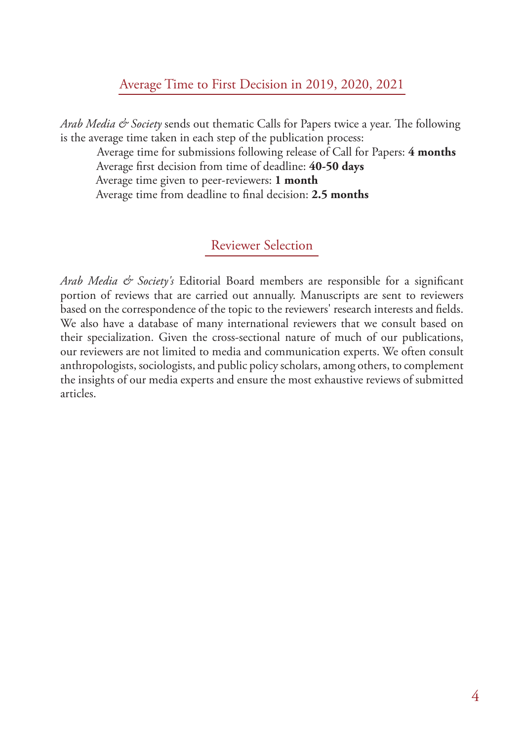## Average Time to First Decision in 2019, 2020, 2021

*Arab Media & Society* sends out thematic Calls for Papers twice a year. The following is the average time taken in each step of the publication process:

Average time for submissions following release of Call for Papers: **4 months**
Average first decision from time of deadline: **40-50 days**
Average time given to peer-reviewers: **1 month**
Average time from deadline to final decision: **2.5 months**

## Reviewer Selection

*Arab Media & Society's* Editorial Board members are responsible for a significant portion of reviews that are carried out annually. Manuscripts are sent to reviewers based on the correspondence of the topic to the reviewers' research interests and fields. We also have a database of many international reviewers that we consult based on their specialization. Given the cross-sectional nature of much of our publications, our reviewers are not limited to media and communication experts. We often consult anthropologists, sociologists, and public policy scholars, among others, to complement the insights of our media experts and ensure the most exhaustive reviews of submitted articles.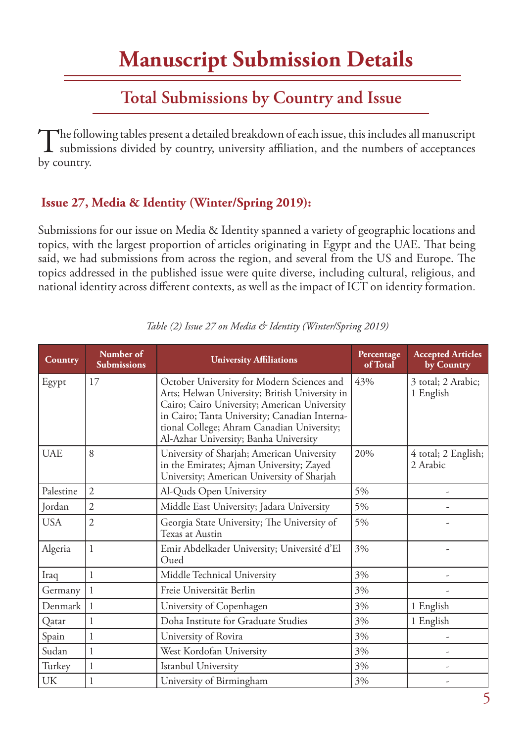# Manuscript Submission Details

## Total Submissions by Country and Issue

The following tables present a detailed breakdown of each issue, this includes all manuscript submissions divided by country, university affiliation, and the numbers of acceptances by country.

### Issue 27, Media & Identity (Winter/Spring 2019):

Submissions for our issue on Media & Identity spanned a variety of geographic locations and topics, with the largest proportion of articles originating in Egypt and the UAE. That being said, we had submissions from across the region, and several from the US and Europe. The topics addressed in the published issue were quite diverse, including cultural, religious, and national identity across different contexts, as well as the impact of ICT on identity formation.

*Table (2) Issue 27 on Media & Identity (Winter/Spring 2019)*

| Country | Number of Submissions | University Affiliations | Percentage of Total | Accepted Articles by Country |
|---|---|---|---|---|
| Egypt | 17 | October University for Modern Sciences and Arts; Helwan University; British University in Cairo; Cairo University; American University in Cairo; Tanta University; Canadian International College; Ahram Canadian University; Al-Azhar University; Banha University | 43% | 3 total; 2 Arabic; 1 English |
| UAE | 8 | University of Sharjah; American University in the Emirates; Ajman University; Zayed University; American University of Sharjah | 20% | 4 total; 2 English; 2 Arabic |
| Palestine | 2 | Al-Quds Open University | 5% | - |
| Jordan | 2 | Middle East University; Jadara University | 5% | - |
| USA | 2 | Georgia State University; The University of Texas at Austin | 5% | - |
| Algeria | 1 | Emir Abdelkader University; Université d'El Oued | 3% | - |
| Iraq | 1 | Middle Technical University | 3% | - |
| Germany | 1 | Freie Universität Berlin | 3% | - |
| Denmark | 1 | University of Copenhagen | 3% | 1 English |
| Qatar | 1 | Doha Institute for Graduate Studies | 3% | 1 English |
| Spain | 1 | University of Rovira | 3% | - |
| Sudan | 1 | West Kordofan University | 3% | - |
| Turkey | 1 | Istanbul University | 3% | - |
| UK | 1 | University of Birmingham | 3% | - |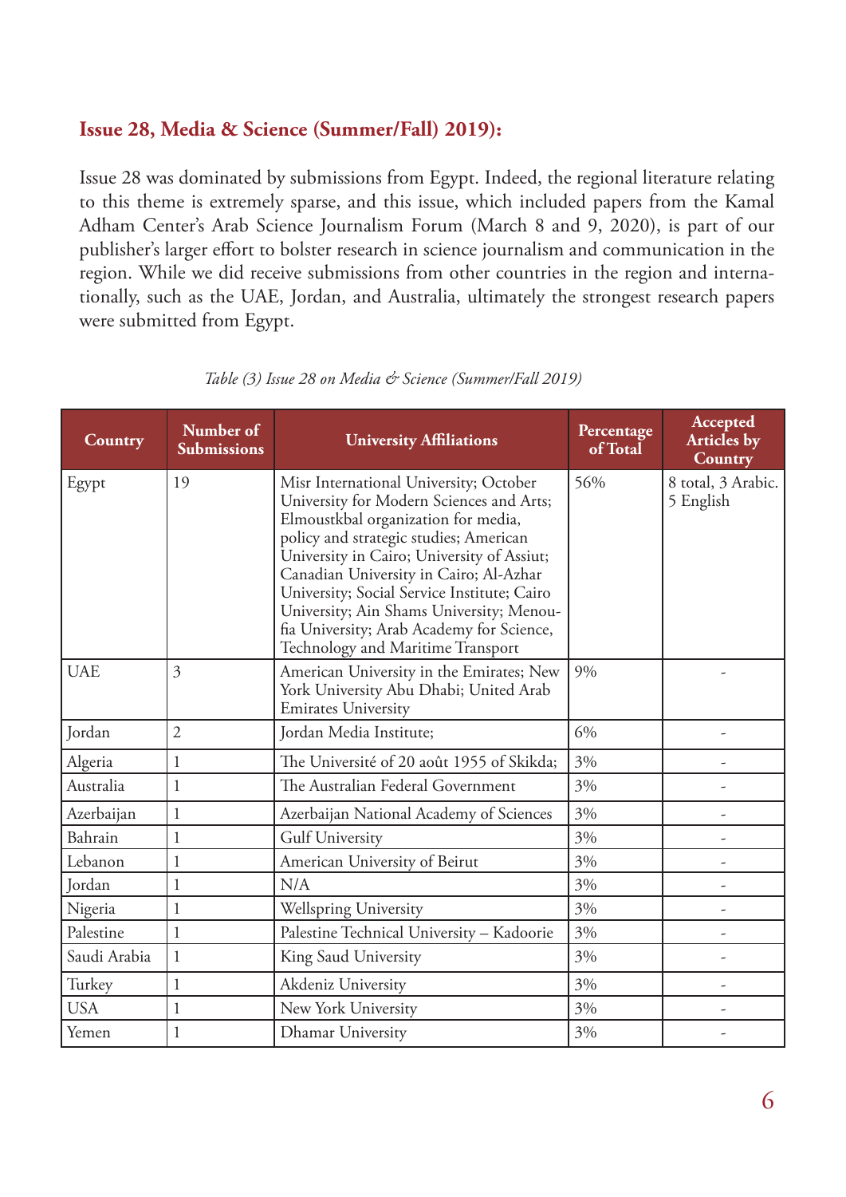## Issue 28, Media & Science (Summer/Fall) 2019):

Issue 28 was dominated by submissions from Egypt. Indeed, the regional literature relating to this theme is extremely sparse, and this issue, which included papers from the Kamal Adham Center's Arab Science Journalism Forum (March 8 and 9, 2020), is part of our publisher's larger effort to bolster research in science journalism and communication in the region. While we did receive submissions from other countries in the region and internationally, such as the UAE, Jordan, and Australia, ultimately the strongest research papers were submitted from Egypt.

*Table (3) Issue 28 on Media & Science (Summer/Fall 2019)*

| Country | Number of Submissions | University Affiliations | Percentage of Total | Accepted Articles by Country |
|---|---|---|---|---|
| Egypt | 19 | Misr International University; October University for Modern Sciences and Arts; Elmoustkbal organization for media, policy and strategic studies; American University in Cairo; University of Assiut; Canadian University in Cairo; Al-Azhar University; Social Service Institute; Cairo University; Ain Shams University; Menoufia University; Arab Academy for Science, Technology and Maritime Transport | 56% | 8 total, 3 Arabic. 5 English |
| UAE | 3 | American University in the Emirates; New York University Abu Dhabi; United Arab Emirates University | 9% | - |
| Jordan | 2 | Jordan Media Institute; | 6% | - |
| Algeria | 1 | The Université of 20 août 1955 of Skikda; | 3% | - |
| Australia | 1 | The Australian Federal Government | 3% | - |
| Azerbaijan | 1 | Azerbaijan National Academy of Sciences | 3% | - |
| Bahrain | 1 | Gulf University | 3% | - |
| Lebanon | 1 | American University of Beirut | 3% | - |
| Jordan | 1 | N/A | 3% | - |
| Nigeria | 1 | Wellspring University | 3% | - |
| Palestine | 1 | Palestine Technical University – Kadoorie | 3% | - |
| Saudi Arabia | 1 | King Saud University | 3% | - |
| Turkey | 1 | Akdeniz University | 3% | - |
| USA | 1 | New York University | 3% | - |
| Yemen | 1 | Dhamar University | 3% | - |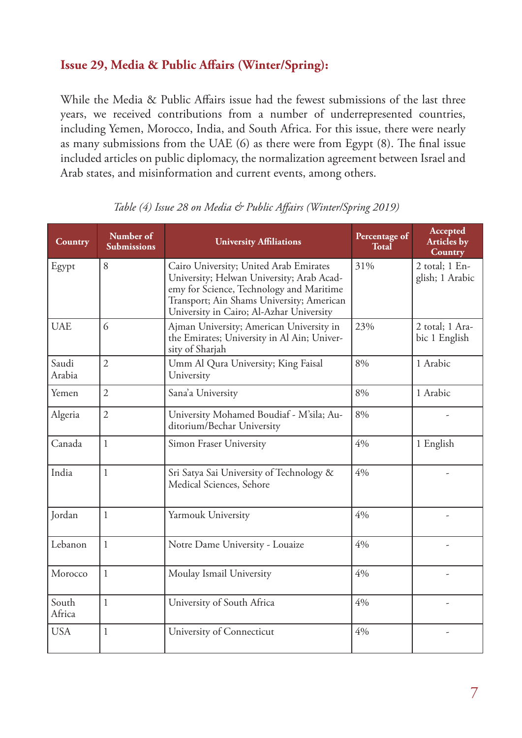## Issue 29, Media & Public Affairs (Winter/Spring):

While the Media & Public Affairs issue had the fewest submissions of the last three years, we received contributions from a number of underrepresented countries, including Yemen, Morocco, India, and South Africa. For this issue, there were nearly as many submissions from the UAE (6) as there were from Egypt (8). The final issue included articles on public diplomacy, the normalization agreement between Israel and Arab states, and misinformation and current events, among others.

*Table (4) Issue 28 on Media & Public Affairs (Winter/Spring 2019)*

| Country | Number of Submissions | University Affiliations | Percentage of Total | Accepted Articles by Country |
|---|---|---|---|---|
| Egypt | 8 | Cairo University; United Arab Emirates University; Helwan University; Arab Academy for Science, Technology and Maritime Transport; Ain Shams University; American University in Cairo; Al-Azhar University | 31% | 2 total; 1 English; 1 Arabic |
| UAE | 6 | Ajman University; American University in the Emirates; University in Al Ain; University of Sharjah | 23% | 2 total; 1 Arabic 1 English |
| Saudi Arabia | 2 | Umm Al Qura University; King Faisal University | 8% | 1 Arabic |
| Yemen | 2 | Sana'a University | 8% | 1 Arabic |
| Algeria | 2 | University Mohamed Boudiaf - M'sila; Auditorium/Bechar University | 8% | - |
| Canada | 1 | Simon Fraser University | 4% | 1 English |
| India | 1 | Sri Satya Sai University of Technology & Medical Sciences, Sehore | 4% | - |
| Jordan | 1 | Yarmouk University | 4% | - |
| Lebanon | 1 | Notre Dame University - Louaize | 4% | - |
| Morocco | 1 | Moulay Ismail University | 4% | - |
| South Africa | 1 | University of South Africa | 4% | - |
| USA | 1 | University of Connecticut | 4% | - |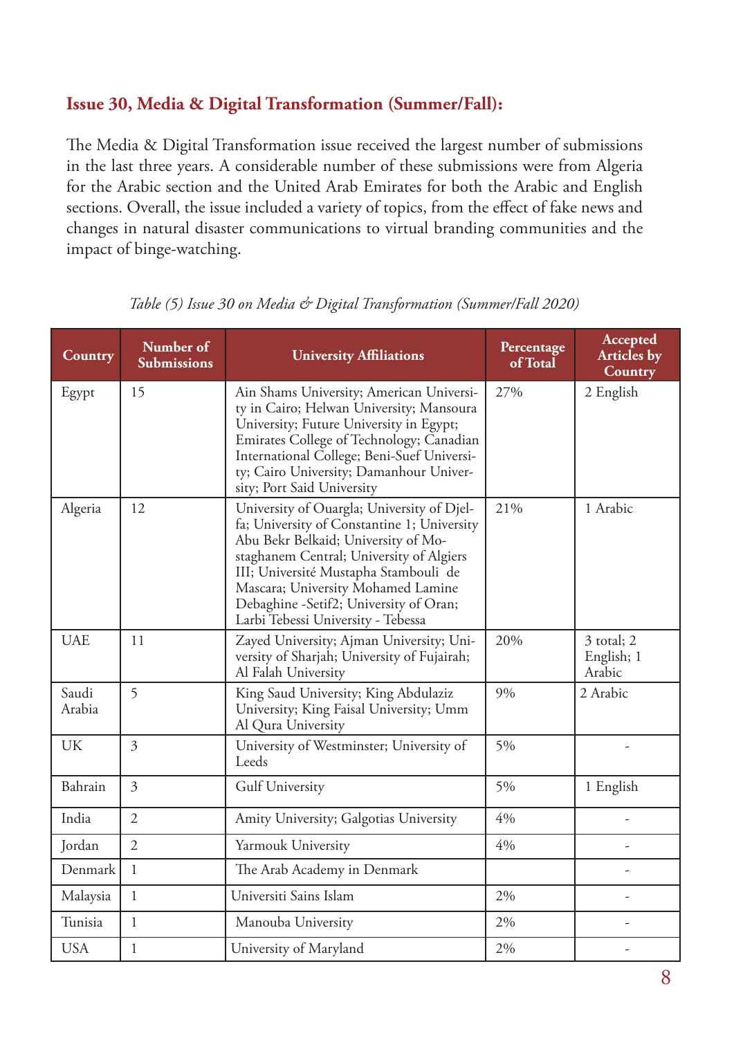**Issue 30, Media & Digital Transformation (Summer/Fall):**

The Media & Digital Transformation issue received the largest number of submissions in the last three years. A considerable number of these submissions were from Algeria for the Arabic section and the United Arab Emirates for both the Arabic and English sections. Overall, the issue included a variety of topics, from the effect of fake news and changes in natural disaster communications to virtual branding communities and the impact of binge-watching.

*Table (5) Issue 30 on Media & Digital Transformation (Summer/Fall 2020)*

| Country | Number of Submissions | University Affiliations | Percentage of Total | Accepted Articles by Country |
|---|---|---|---|---|
| Egypt | 15 | Ain Shams University; American University in Cairo; Helwan University; Mansoura University; Future University in Egypt; Emirates College of Technology; Canadian International College; Beni-Suef University; Cairo University; Damanhour University; Port Said University | 27% | 2 English |
| Algeria | 12 | University of Ouargla; University of Djelfa; University of Constantine 1; University Abu Bekr Belkaid; University of Mostaghanem Central; University of Algiers III; Université Mustapha Stambouli de Mascara; University Mohamed Lamine Debaghine -Setif2; University of Oran; Larbi Tebessi University - Tebessa | 21% | 1 Arabic |
| UAE | 11 | Zayed University; Ajman University; University of Sharjah; University of Fujairah; Al Falah University | 20% | 3 total; 2 English; 1 Arabic |
| Saudi Arabia | 5 | King Saud University; King Abdulaziz University; King Faisal University; Umm Al Qura University | 9% | 2 Arabic |
| UK | 3 | University of Westminster; University of Leeds | 5% | - |
| Bahrain | 3 | Gulf University | 5% | 1 English |
| India | 2 | Amity University; Galgotias University | 4% | - |
| Jordan | 2 | Yarmouk University | 4% | - |
| Denmark | 1 | The Arab Academy in Denmark | | - |
| Malaysia | 1 | Universiti Sains Islam | 2% | - |
| Tunisia | 1 | Manouba University | 2% | - |
| USA | 1 | University of Maryland | 2% | - |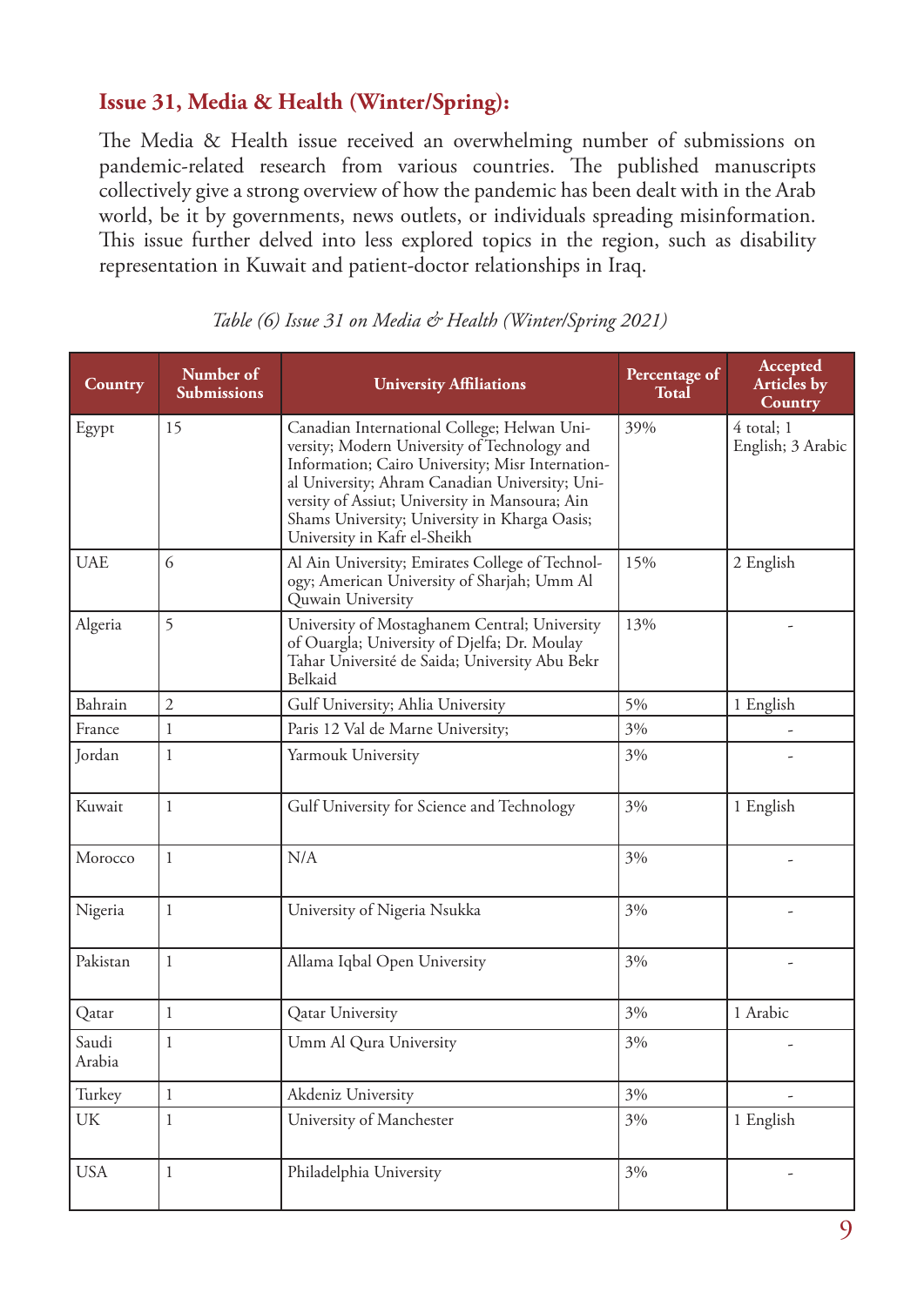### Issue 31, Media & Health (Winter/Spring):

The Media & Health issue received an overwhelming number of submissions on pandemic-related research from various countries. The published manuscripts collectively give a strong overview of how the pandemic has been dealt with in the Arab world, be it by governments, news outlets, or individuals spreading misinformation. This issue further delved into less explored topics in the region, such as disability representation in Kuwait and patient-doctor relationships in Iraq.

*Table (6) Issue 31 on Media & Health (Winter/Spring 2021)*

| Country | Number of Submissions | University Affiliations | Percentage of Total | Accepted Articles by Country |
|---|---|---|---|---|
| Egypt | 15 | Canadian International College; Helwan University; Modern University of Technology and Information; Cairo University; Misr International University; Ahram Canadian University; University of Assiut; University in Mansoura; Ain Shams University; University in Kharga Oasis; University in Kafr el-Sheikh | 39% | 4 total; 1 English; 3 Arabic |
| UAE | 6 | Al Ain University; Emirates College of Technology; American University of Sharjah; Umm Al Quwain University | 15% | 2 English |
| Algeria | 5 | University of Mostaghanem Central; University of Ouargla; University of Djelfa; Dr. Moulay Tahar Université de Saida; University Abu Bekr Belkaid | 13% | - |
| Bahrain | 2 | Gulf University; Ahlia University | 5% | 1 English |
| France | 1 | Paris 12 Val de Marne University; | 3% | - |
| Jordan | 1 | Yarmouk University | 3% | - |
| Kuwait | 1 | Gulf University for Science and Technology | 3% | 1 English |
| Morocco | 1 | N/A | 3% | - |
| Nigeria | 1 | University of Nigeria Nsukka | 3% | - |
| Pakistan | 1 | Allama Iqbal Open University | 3% | - |
| Qatar | 1 | Qatar University | 3% | 1 Arabic |
| Saudi Arabia | 1 | Umm Al Qura University | 3% | - |
| Turkey | 1 | Akdeniz University | 3% | - |
| UK | 1 | University of Manchester | 3% | 1 English |
| USA | 1 | Philadelphia University | 3% | - |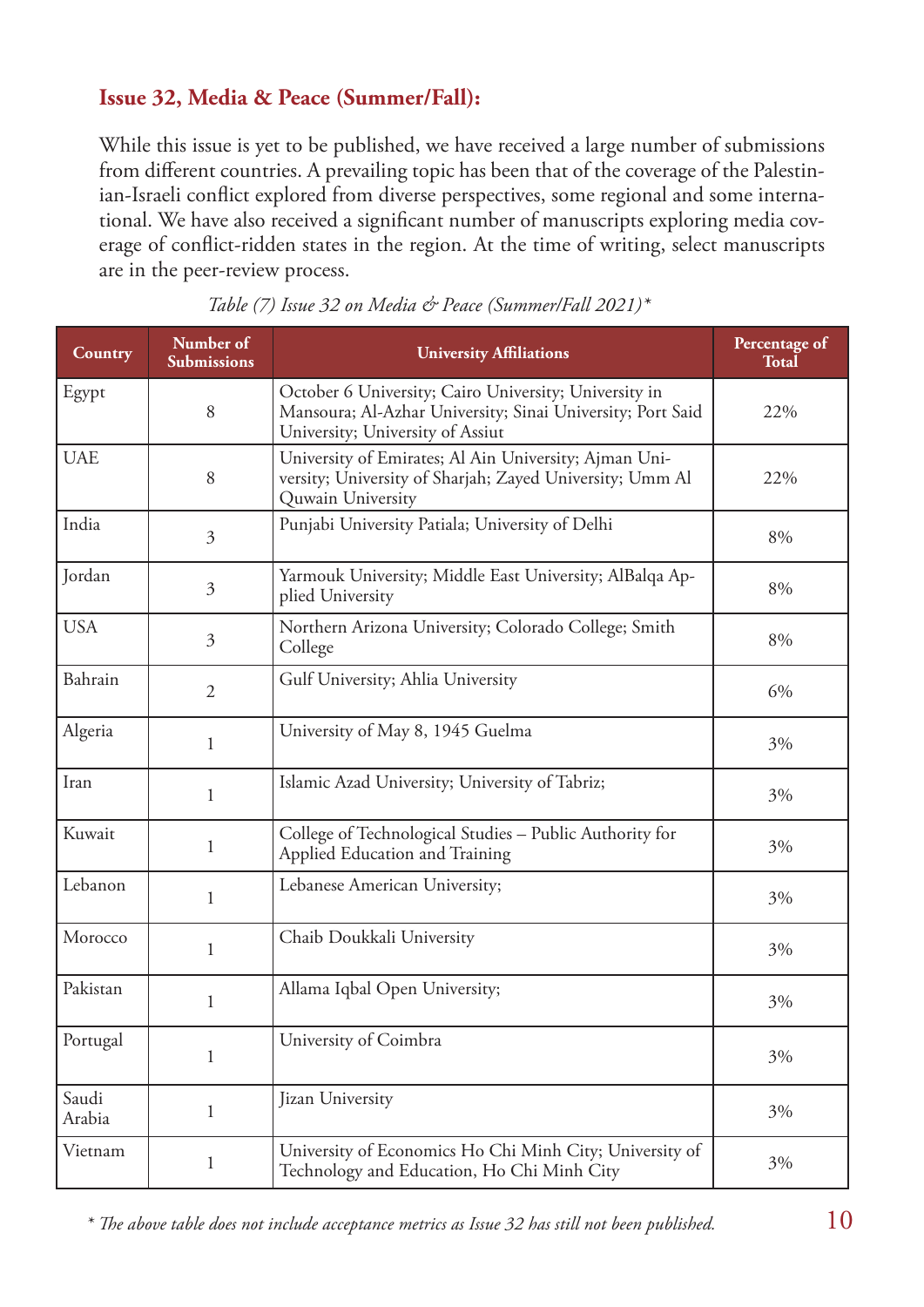### Issue 32, Media & Peace (Summer/Fall):

While this issue is yet to be published, we have received a large number of submissions from different countries. A prevailing topic has been that of the coverage of the Palestinian-Israeli conflict explored from diverse perspectives, some regional and some international. We have also received a significant number of manuscripts exploring media coverage of conflict-ridden states in the region. At the time of writing, select manuscripts are in the peer-review process.

*Table (7) Issue 32 on Media & Peace (Summer/Fall 2021)\**

| Country | Number of Submissions | University Affiliations | Percentage of Total |
|---|---|---|---|
| Egypt | 8 | October 6 University; Cairo University; University in Mansoura; Al-Azhar University; Sinai University; Port Said University; University of Assiut | 22% |
| UAE | 8 | University of Emirates; Al Ain University; Ajman University; University of Sharjah; Zayed University; Umm Al Quwain University | 22% |
| India | 3 | Punjabi University Patiala; University of Delhi | 8% |
| Jordan | 3 | Yarmouk University; Middle East University; AlBalqa Applied University | 8% |
| USA | 3 | Northern Arizona University; Colorado College; Smith College | 8% |
| Bahrain | 2 | Gulf University; Ahlia University | 6% |
| Algeria | 1 | University of May 8, 1945 Guelma | 3% |
| Iran | 1 | Islamic Azad University; University of Tabriz; | 3% |
| Kuwait | 1 | College of Technological Studies – Public Authority for Applied Education and Training | 3% |
| Lebanon | 1 | Lebanese American University; | 3% |
| Morocco | 1 | Chaib Doukkali University | 3% |
| Pakistan | 1 | Allama Iqbal Open University; | 3% |
| Portugal | 1 | University of Coimbra | 3% |
| Saudi Arabia | 1 | Jizan University | 3% |
| Vietnam | 1 | University of Economics Ho Chi Minh City; University of Technology and Education, Ho Chi Minh City | 3% |

*\* The above table does not include acceptance metrics as Issue 32 has still not been published.*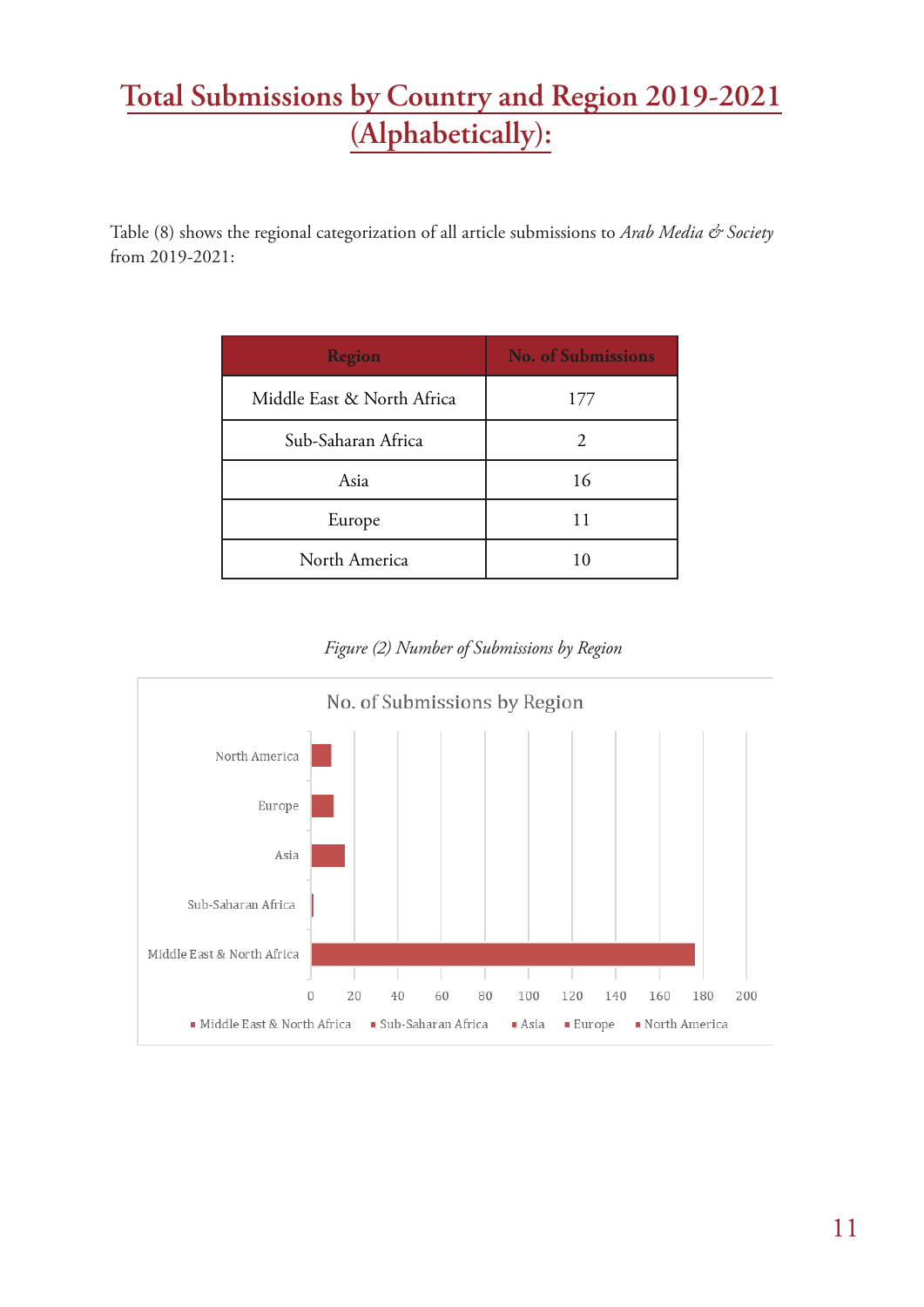# Total Submissions by Country and Region 2019-2021 (Alphabetically):

Table (8) shows the regional categorization of all article submissions to *Arab Media & Society* from 2019-2021:

| Region | No. of Submissions |
|---|---|
| Middle East & North Africa | 177 |
| Sub-Saharan Africa | 2 |
| Asia | 16 |
| Europe | 11 |
| North America | 10 |

*Figure (2) Number of Submissions by Region*

No. of Submissions by Region

North America
Europe
Asia
Sub-Saharan Africa
Middle East & North Africa

0 20 40 60 80 100 120 140 160 180 200

■ Middle East & North Africa ■ Sub-Saharan Africa ■ Asia ■ Europe ■ North America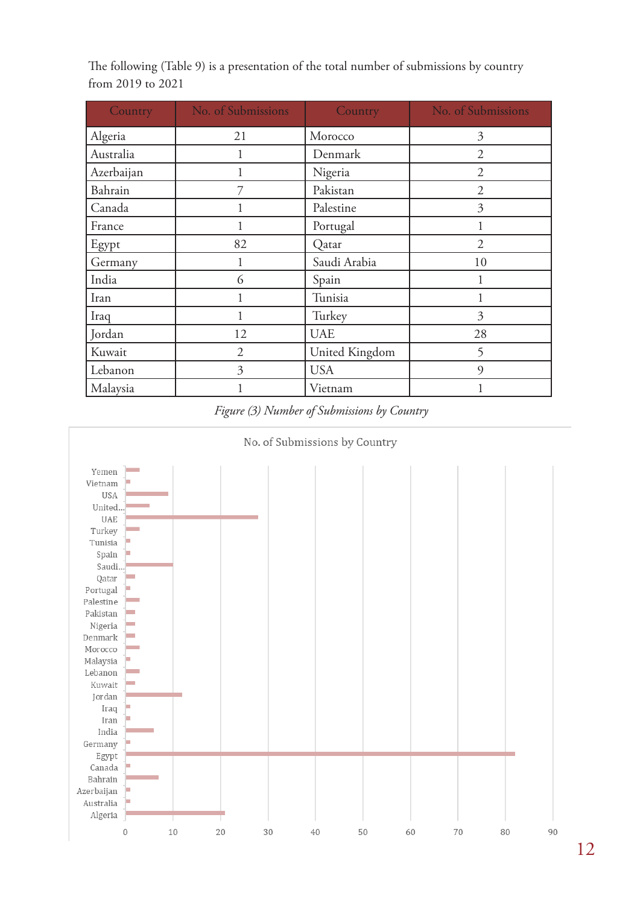The following (Table 9) is a presentation of the total number of submissions by country from 2019 to 2021

| Country | No. of Submissions | Country | No. of Submissions |
|---|---|---|---|
| Algeria | 21 | Morocco | 3 |
| Australia | 1 | Denmark | 2 |
| Azerbaijan | 1 | Nigeria | 2 |
| Bahrain | 7 | Pakistan | 2 |
| Canada | 1 | Palestine | 3 |
| France | 1 | Portugal | 1 |
| Egypt | 82 | Qatar | 2 |
| Germany | 1 | Saudi Arabia | 10 |
| India | 6 | Spain | 1 |
| Iran | 1 | Tunisia | 1 |
| Iraq | 1 | Turkey | 3 |
| Jordan | 12 | UAE | 28 |
| Kuwait | 2 | United Kingdom | 5 |
| Lebanon | 3 | USA | 9 |
| Malaysia | 1 | Vietnam | 1 |

*Figure (3) Number of Submissions by Country*

No. of Submissions by Country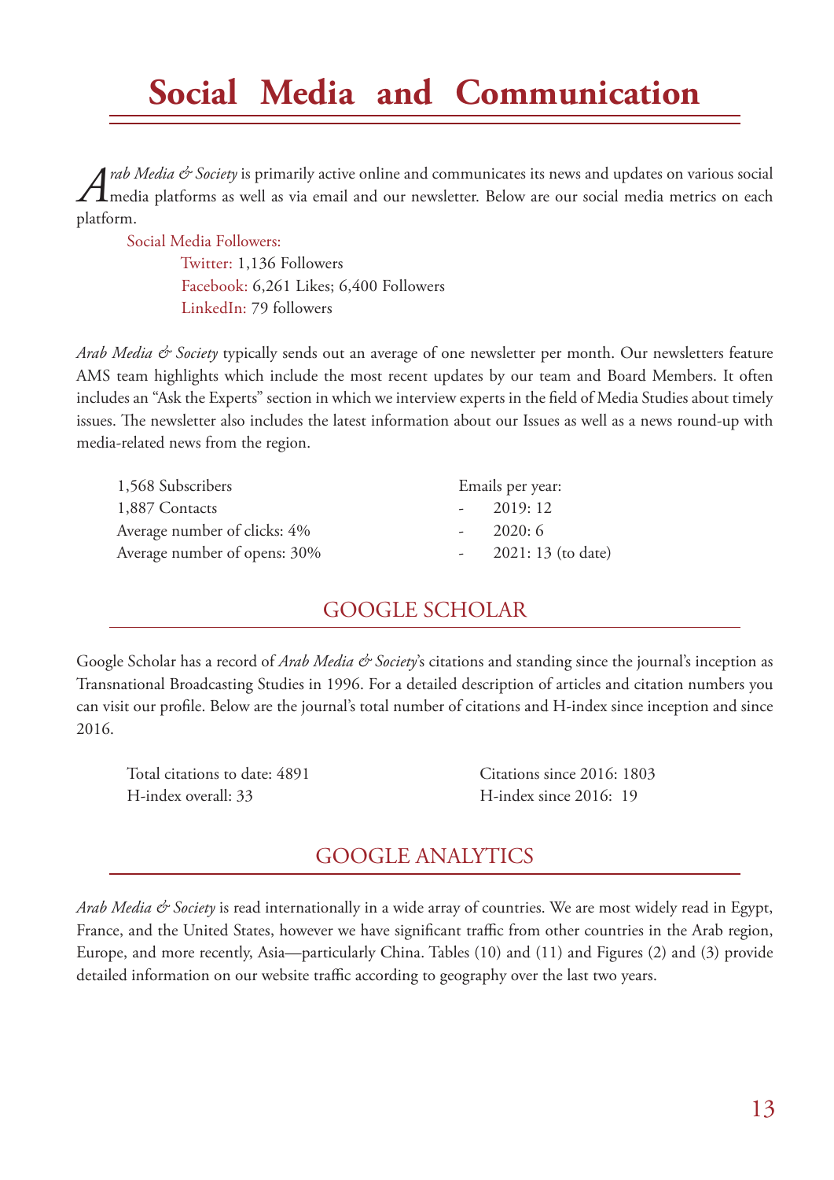# Social Media and Communication

*Arab Media & Society* is primarily active online and communicates its news and updates on various social media platforms as well as via email and our newsletter. Below are our social media metrics on each platform.

Social Media Followers:

- Twitter: 1,136 Followers
- Facebook: 6,261 Likes; 6,400 Followers
- LinkedIn: 79 followers

*Arab Media & Society* typically sends out an average of one newsletter per month. Our newsletters feature AMS team highlights which include the most recent updates by our team and Board Members. It often includes an "Ask the Experts" section in which we interview experts in the field of Media Studies about timely issues. The newsletter also includes the latest information about our Issues as well as a news round-up with media-related news from the region.

1,568 Subscribers
1,887 Contacts
Average number of clicks: 4%
Average number of opens: 30%

Emails per year:

- 2019: 12
- 2020: 6
- 2021: 13 (to date)

## GOOGLE SCHOLAR

Google Scholar has a record of *Arab Media & Society*'s citations and standing since the journal's inception as Transnational Broadcasting Studies in 1996. For a detailed description of articles and citation numbers you can visit our profile. Below are the journal's total number of citations and H-index since inception and since 2016.

Total citations to date: 4891
H-index overall: 33

Citations since 2016: 1803
H-index since 2016: 19

## GOOGLE ANALYTICS

*Arab Media & Society* is read internationally in a wide array of countries. We are most widely read in Egypt, France, and the United States, however we have significant traffic from other countries in the Arab region, Europe, and more recently, Asia—particularly China. Tables (10) and (11) and Figures (2) and (3) provide detailed information on our website traffic according to geography over the last two years.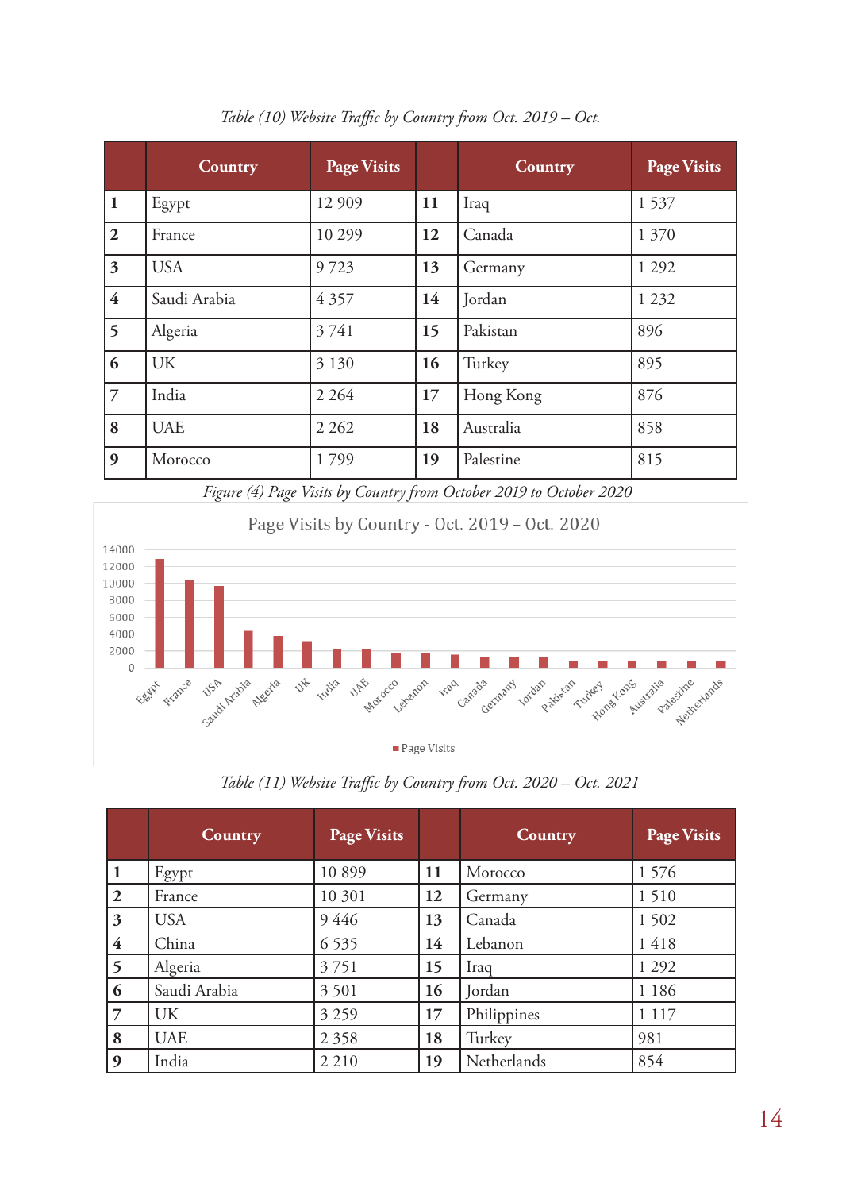*Table (10) Website Traffic by Country from Oct. 2019 – Oct.*

| | Country | Page Visits | | Country | Page Visits |
|---|---|---|---|---|---|
| **1** | Egypt | 12 909 | **11** | Iraq | 1 537 |
| **2** | France | 10 299 | **12** | Canada | 1 370 |
| **3** | USA | 9 723 | **13** | Germany | 1 292 |
| **4** | Saudi Arabia | 4 357 | **14** | Jordan | 1 232 |
| **5** | Algeria | 3 741 | **15** | Pakistan | 896 |
| **6** | UK | 3 130 | **16** | Turkey | 895 |
| **7** | India | 2 264 | **17** | Hong Kong | 876 |
| **8** | UAE | 2 262 | **18** | Australia | 858 |
| **9** | Morocco | 1 799 | **19** | Palestine | 815 |

*Figure (4) Page Visits by Country from October 2019 to October 2020*

*Table (11) Website Traffic by Country from Oct. 2020 – Oct. 2021*

| | Country | Page Visits | | Country | Page Visits |
|---|---|---|---|---|---|
| **1** | Egypt | 10 899 | **11** | Morocco | 1 576 |
| **2** | France | 10 301 | **12** | Germany | 1 510 |
| **3** | USA | 9 446 | **13** | Canada | 1 502 |
| **4** | China | 6 535 | **14** | Lebanon | 1 418 |
| **5** | Algeria | 3 751 | **15** | Iraq | 1 292 |
| **6** | Saudi Arabia | 3 501 | **16** | Jordan | 1 186 |
| **7** | UK | 3 259 | **17** | Philippines | 1 117 |
| **8** | UAE | 2 358 | **18** | Turkey | 981 |
| **9** | India | 2 210 | **19** | Netherlands | 854 |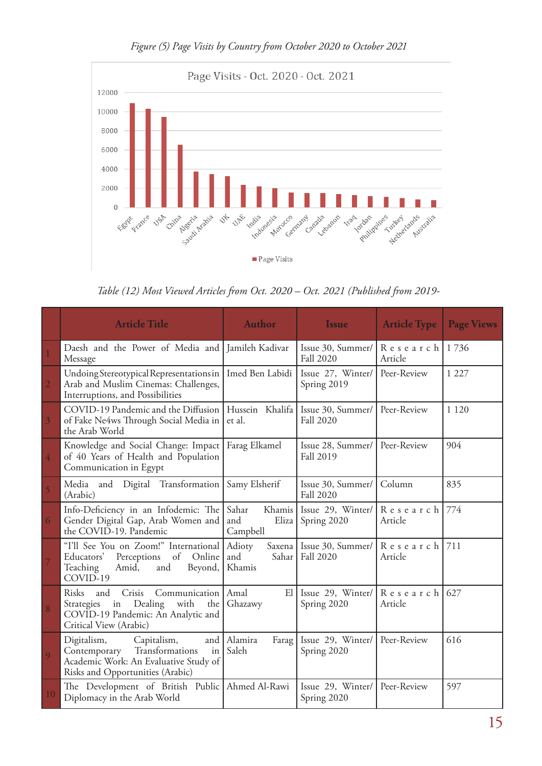*Figure (5) Page Visits by Country from October 2020 to October 2021*

*Table (12) Most Viewed Articles from Oct. 2020 – Oct. 2021 (Published from 2019-*

| | Article Title | Author | Issue | Article Type | Page Views |
|---|---|---|---|---|---|
| 1 | Daesh and the Power of Media and Message | Jamileh Kadivar | Issue 30, Summer/ Fall 2020 | Research Article | 1 736 |
| 2 | Undoing Stereotypical Representations in Arab and Muslim Cinemas: Challenges, Interruptions, and Possibilities | Imed Ben Labidi | Issue 27, Winter/ Spring 2019 | Peer-Review | 1 227 |
| 3 | COVID-19 Pandemic and the Diffusion of Fake Ne4ws Through Social Media in the Arab World | Hussein Khalifa et al. | Issue 30, Summer/ Fall 2020 | Peer-Review | 1 120 |
| 4 | Knowledge and Social Change: Impact of 40 Years of Health and Population Communication in Egypt | Farag Elkamel | Issue 28, Summer/ Fall 2019 | Peer-Review | 904 |
| 5 | Media and Digital Transformation (Arabic) | Samy Elsherif | Issue 30, Summer/ Fall 2020 | Column | 835 |
| 6 | Info-Deficiency in an Infodemic: The Gender Digital Gap, Arab Women and the COVID-19. Pandemic | Sahar Khamis and Eliza Campbell | Issue 29, Winter/ Spring 2020 | Research Article | 774 |
| 7 | "I'll See You on Zoom!" International Educators' Perceptions of Online Teaching Amid, and Beyond, COVID-19 | Adioty Saxena and Sahar Khamis | Issue 30, Summer/ Fall 2020 | Research Article | 711 |
| 8 | Risks and Crisis Communication Strategies in Dealing with the COVID-19 Pandemic: An Analytic and Critical View (Arabic) | Amal El Ghazawy | Issue 29, Winter/ Spring 2020 | Research Article | 627 |
| 9 | Digitalism, Capitalism, and Contemporary Transformations in Academic Work: An Evaluative Study of Risks and Opportunities (Arabic) | Alamira Farag Saleh | Issue 29, Winter/ Spring 2020 | Peer-Review | 616 |
| 10 | The Development of British Public Diplomacy in the Arab World | Ahmed Al-Rawi | Issue 29, Winter/ Spring 2020 | Peer-Review | 597 |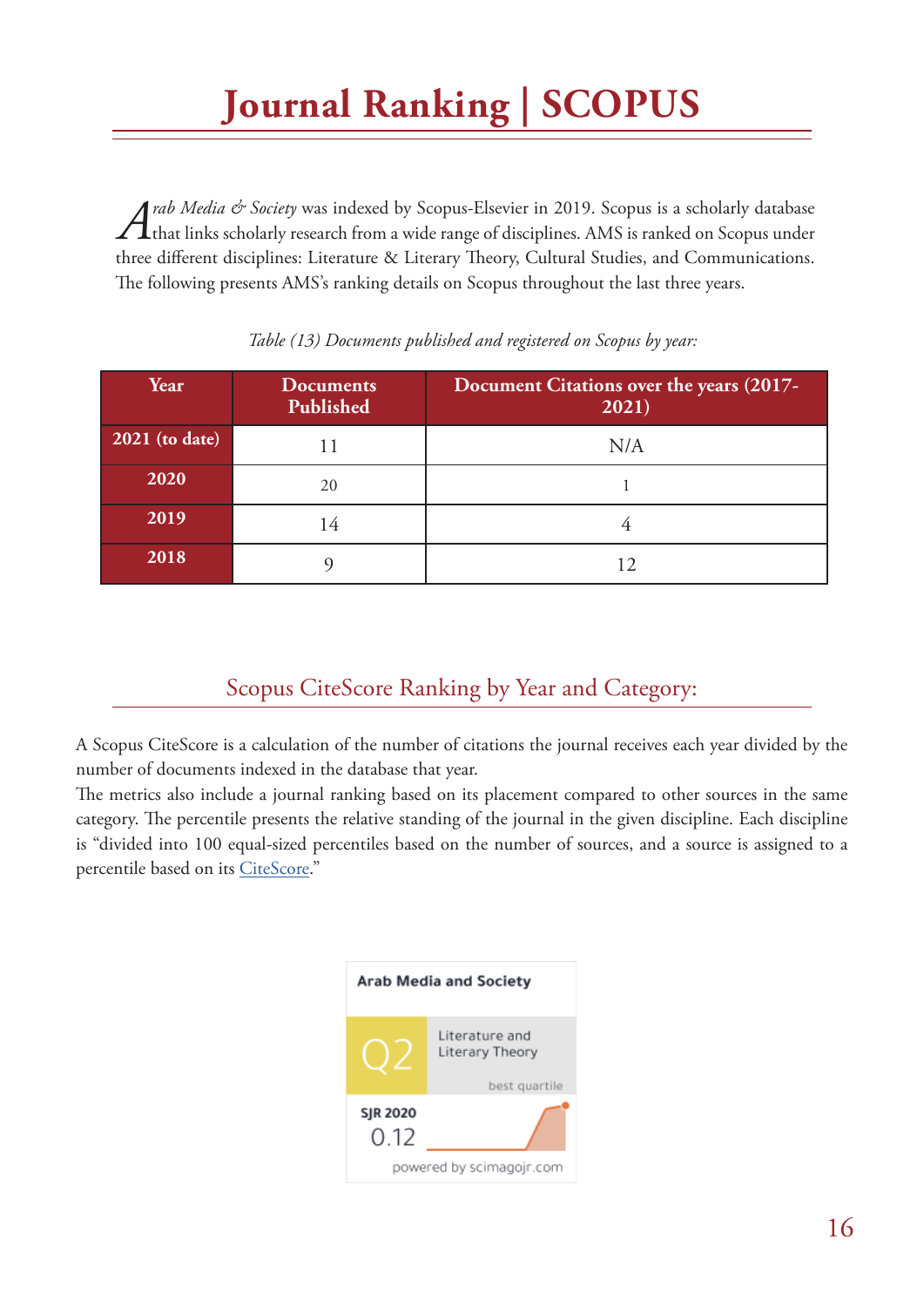# Journal Ranking | SCOPUS

*Arab Media & Society* was indexed by Scopus-Elsevier in 2019. Scopus is a scholarly database that links scholarly research from a wide range of disciplines. AMS is ranked on Scopus under three different disciplines: Literature & Literary Theory, Cultural Studies, and Communications. The following presents AMS's ranking details on Scopus throughout the last three years.

*Table (13) Documents published and registered on Scopus by year:*

| Year | Documents Published | Document Citations over the years (2017-2021) |
|---|---|---|
| 2021 (to date) | 11 | N/A |
| 2020 | 20 | 1 |
| 2019 | 14 | 4 |
| 2018 | 9 | 12 |

## Scopus CiteScore Ranking by Year and Category:

A Scopus CiteScore is a calculation of the number of citations the journal receives each year divided by the number of documents indexed in the database that year.

The metrics also include a journal ranking based on its placement compared to other sources in the same category. The percentile presents the relative standing of the journal in the given discipline. Each discipline is "divided into 100 equal-sized percentiles based on the number of sources, and a source is assigned to a percentile based on its CiteScore."

Arab Media and Society

Q2 Literature and Literary Theory

best quartile

SJR 2020

0.12

powered by scimagojr.com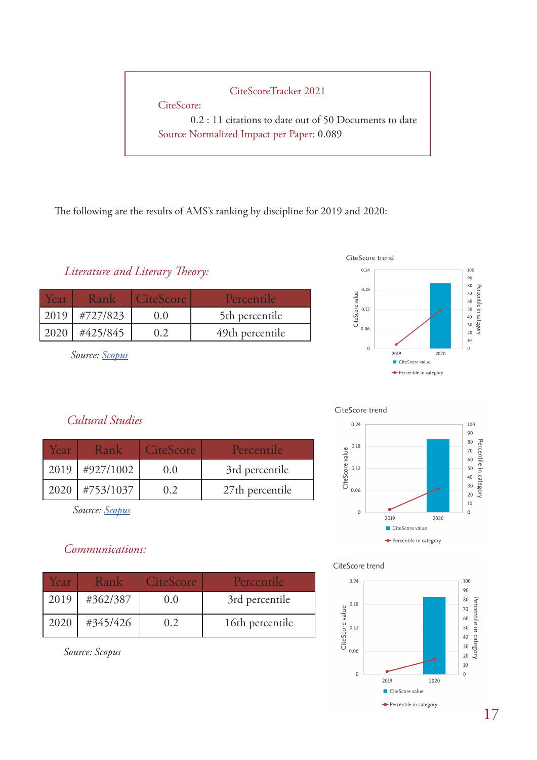CiteScoreTracker 2021

CiteScore:

0.2 : 11 citations to date out of 50 Documents to date

Source Normalized Impact per Paper: 0.089

The following are the results of AMS's ranking by discipline for 2019 and 2020:

*Literature and Literary Theory:*

| Year | Rank | CiteScore | Percentile |
|---|---|---|---|
| 2019 | #727/823 | 0.0 | 5th percentile |
| 2020 | #425/845 | 0.2 | 49th percentile |

*Source: Scopus*

*Cultural Studies*

| Year | Rank | CiteScore | Percentile |
|---|---|---|---|
| 2019 | #927/1002 | 0.0 | 3rd percentile |
| 2020 | #753/1037 | 0.2 | 27th percentile |

*Source: Scopus*

*Communications:*

| Year | Rank | CiteScore | Percentile |
|---|---|---|---|
| 2019 | #362/387 | 0.0 | 3rd percentile |
| 2020 | #345/426 | 0.2 | 16th percentile |

*Source: Scopus*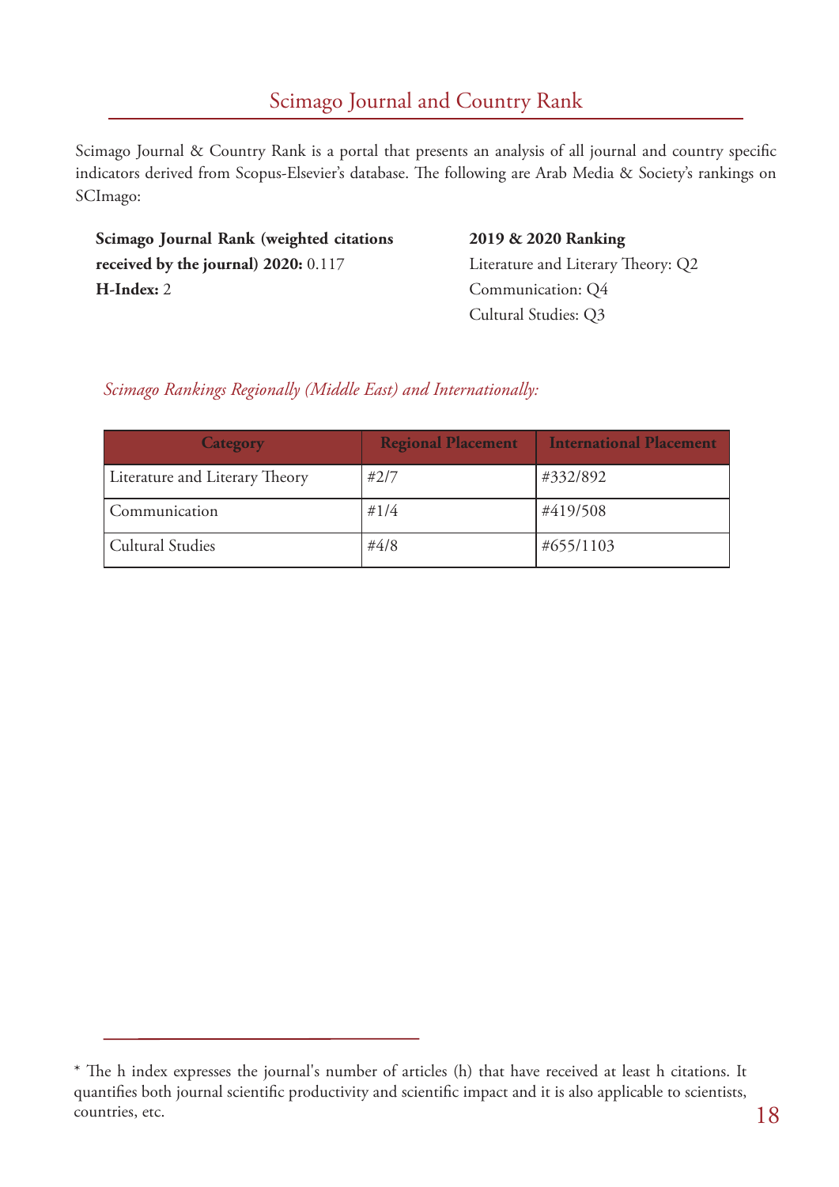## Scimago Journal and Country Rank

Scimago Journal & Country Rank is a portal that presents an analysis of all journal and country specific indicators derived from Scopus-Elsevier's database. The following are Arab Media & Society's rankings on SCImago:

**Scimago Journal Rank (weighted citations received by the journal) 2020:** 0.117
**H-Index:** 2

**2019 & 2020 Ranking**
Literature and Literary Theory: Q2
Communication: Q4
Cultural Studies: Q3

*Scimago Rankings Regionally (Middle East) and Internationally:*

| Category | Regional Placement | International Placement |
|---|---|---|
| Literature and Literary Theory | #2/7 | #332/892 |
| Communication | #1/4 | #419/508 |
| Cultural Studies | #4/8 | #655/1103 |

\* The h index expresses the journal's number of articles (h) that have received at least h citations. It quantifies both journal scientific productivity and scientific impact and it is also applicable to scientists, countries, etc.